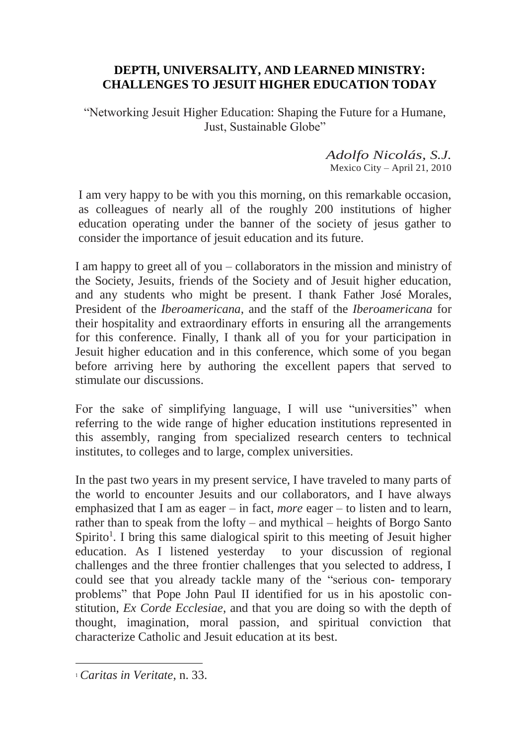# DEPTH, UNIVERSALITY, AND LEARNED MINISTRY: CHALLENGES TO JESUIT HIGHER EDUCATION TODAY

"Networking Jesuit Higher Education: Shaping the Future for a Humane, Just, Sustainable Globe"

*Adolfo Nicolás, S.J.*
Mexico City – April 21, 2010

I am very happy to be with you this morning, on this remarkable occasion, as colleagues of nearly all of the roughly 200 institutions of higher education operating under the banner of the society of jesus gather to consider the importance of jesuit education and its future.

I am happy to greet all of you – collaborators in the mission and ministry of the Society, Jesuits, friends of the Society and of Jesuit higher education, and any students who might be present. I thank Father José Morales, President of the *Iberoamericana*, and the staff of the *Iberoamericana* for their hospitality and extraordinary efforts in ensuring all the arrangements for this conference. Finally, I thank all of you for your participation in Jesuit higher education and in this conference, which some of you began before arriving here by authoring the excellent papers that served to stimulate our discussions.

For the sake of simplifying language, I will use "universities" when referring to the wide range of higher education institutions represented in this assembly, ranging from specialized research centers to technical institutes, to colleges and to large, complex universities.

In the past two years in my present service, I have traveled to many parts of the world to encounter Jesuits and our collaborators, and I have always emphasized that I am as eager – in fact, *more* eager – to listen and to learn, rather than to speak from the lofty – and mythical – heights of Borgo Santo Spirito[1]. I bring this same dialogical spirit to this meeting of Jesuit higher education. As I listened yesterday to your discussion of regional challenges and the three frontier challenges that you selected to address, I could see that you already tackle many of the "serious con- temporary problems" that Pope John Paul II identified for us in his apostolic con- stitution, *Ex Corde Ecclesiae*, and that you are doing so with the depth of thought, imagination, moral passion, and spiritual conviction that characterize Catholic and Jesuit education at its best.

---

[1] *Caritas in Veritate*, n. 33.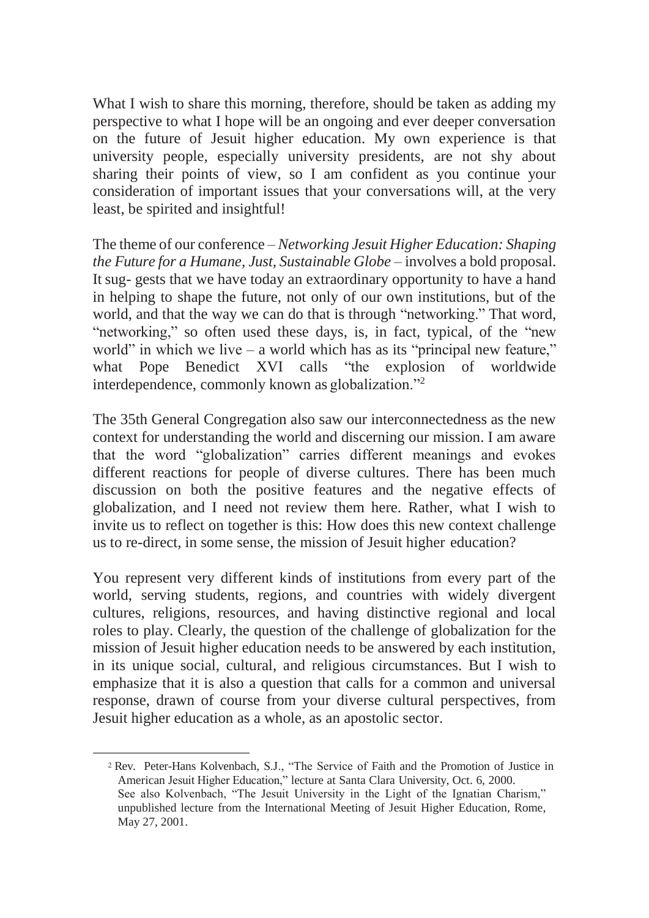What I wish to share this morning, therefore, should be taken as adding my perspective to what I hope will be an ongoing and ever deeper conversation on the future of Jesuit higher education. My own experience is that university people, especially university presidents, are not shy about sharing their points of view, so I am confident as you continue your consideration of important issues that your conversations will, at the very least, be spirited and insightful!

The theme of our conference – *Networking Jesuit Higher Education: Shaping the Future for a Humane, Just, Sustainable Globe* – involves a bold proposal. It sug- gests that we have today an extraordinary opportunity to have a hand in helping to shape the future, not only of our own institutions, but of the world, and that the way we can do that is through "networking." That word, "networking," so often used these days, is, in fact, typical, of the "new world" in which we live – a world which has as its "principal new feature," what Pope Benedict XVI calls "the explosion of worldwide interdependence, commonly known as globalization."[2]

The 35th General Congregation also saw our interconnectedness as the new context for understanding the world and discerning our mission. I am aware that the word "globalization" carries different meanings and evokes different reactions for people of diverse cultures. There has been much discussion on both the positive features and the negative effects of globalization, and I need not review them here. Rather, what I wish to invite us to reflect on together is this: How does this new context challenge us to re-direct, in some sense, the mission of Jesuit higher education?

You represent very different kinds of institutions from every part of the world, serving students, regions, and countries with widely divergent cultures, religions, resources, and having distinctive regional and local roles to play. Clearly, the question of the challenge of globalization for the mission of Jesuit higher education needs to be answered by each institution, in its unique social, cultural, and religious circumstances. But I wish to emphasize that it is also a question that calls for a common and universal response, drawn of course from your diverse cultural perspectives, from Jesuit higher education as a whole, as an apostolic sector.

---

[2] Rev. Peter-Hans Kolvenbach, S.J., "The Service of Faith and the Promotion of Justice in American Jesuit Higher Education," lecture at Santa Clara University, Oct. 6, 2000. See also Kolvenbach, "The Jesuit University in the Light of the Ignatian Charism," unpublished lecture from the International Meeting of Jesuit Higher Education, Rome, May 27, 2001.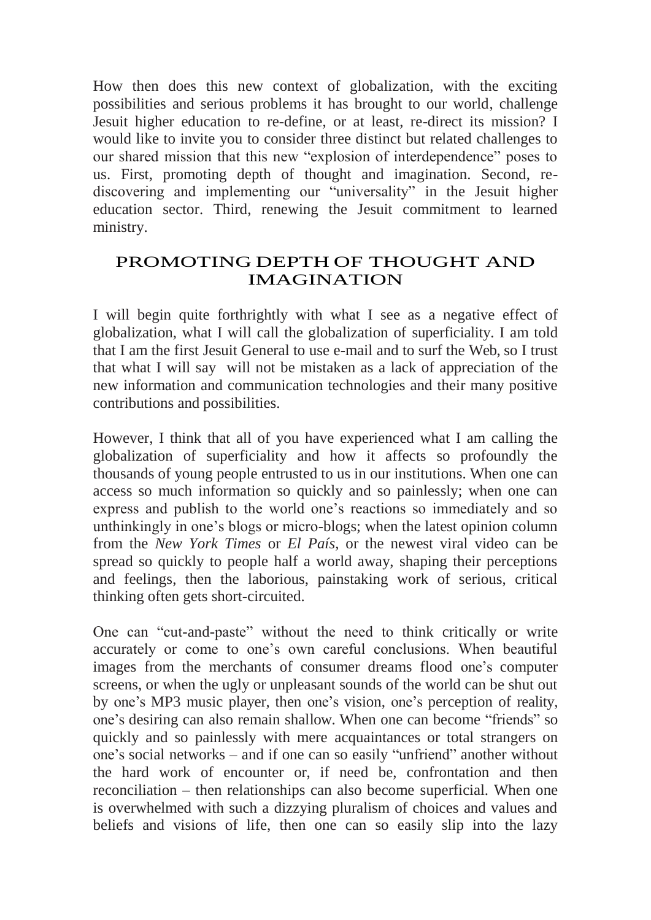How then does this new context of globalization, with the exciting possibilities and serious problems it has brought to our world, challenge Jesuit higher education to re-define, or at least, re-direct its mission? I would like to invite you to consider three distinct but related challenges to our shared mission that this new "explosion of interdependence" poses to us. First, promoting depth of thought and imagination. Second, re-discovering and implementing our "universality" in the Jesuit higher education sector. Third, renewing the Jesuit commitment to learned ministry.

## PROMOTING DEPTH OF THOUGHT AND IMAGINATION

I will begin quite forthrightly with what I see as a negative effect of globalization, what I will call the globalization of superficiality. I am told that I am the first Jesuit General to use e-mail and to surf the Web, so I trust that what I will say will not be mistaken as a lack of appreciation of the new information and communication technologies and their many positive contributions and possibilities.

However, I think that all of you have experienced what I am calling the globalization of superficiality and how it affects so profoundly the thousands of young people entrusted to us in our institutions. When one can access so much information so quickly and so painlessly; when one can express and publish to the world one's reactions so immediately and so unthinkingly in one's blogs or micro-blogs; when the latest opinion column from the *New York Times* or *El País*, or the newest viral video can be spread so quickly to people half a world away, shaping their perceptions and feelings, then the laborious, painstaking work of serious, critical thinking often gets short-circuited.

One can "cut-and-paste" without the need to think critically or write accurately or come to one's own careful conclusions. When beautiful images from the merchants of consumer dreams flood one's computer screens, or when the ugly or unpleasant sounds of the world can be shut out by one's MP3 music player, then one's vision, one's perception of reality, one's desiring can also remain shallow. When one can become "friends" so quickly and so painlessly with mere acquaintances or total strangers on one's social networks – and if one can so easily "unfriend" another without the hard work of encounter or, if need be, confrontation and then reconciliation – then relationships can also become superficial. When one is overwhelmed with such a dizzying pluralism of choices and values and beliefs and visions of life, then one can so easily slip into the lazy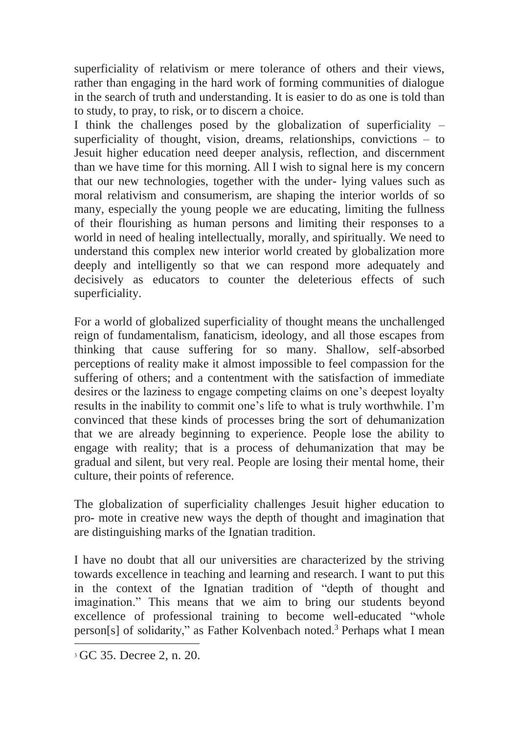superficiality of relativism or mere tolerance of others and their views, rather than engaging in the hard work of forming communities of dialogue in the search of truth and understanding. It is easier to do as one is told than to study, to pray, to risk, or to discern a choice.

I think the challenges posed by the globalization of superficiality – superficiality of thought, vision, dreams, relationships, convictions – to Jesuit higher education need deeper analysis, reflection, and discernment than we have time for this morning. All I wish to signal here is my concern that our new technologies, together with the under- lying values such as moral relativism and consumerism, are shaping the interior worlds of so many, especially the young people we are educating, limiting the fullness of their flourishing as human persons and limiting their responses to a world in need of healing intellectually, morally, and spiritually. We need to understand this complex new interior world created by globalization more deeply and intelligently so that we can respond more adequately and decisively as educators to counter the deleterious effects of such superficiality.

For a world of globalized superficiality of thought means the unchallenged reign of fundamentalism, fanaticism, ideology, and all those escapes from thinking that cause suffering for so many. Shallow, self-absorbed perceptions of reality make it almost impossible to feel compassion for the suffering of others; and a contentment with the satisfaction of immediate desires or the laziness to engage competing claims on one's deepest loyalty results in the inability to commit one's life to what is truly worthwhile. I'm convinced that these kinds of processes bring the sort of dehumanization that we are already beginning to experience. People lose the ability to engage with reality; that is a process of dehumanization that may be gradual and silent, but very real. People are losing their mental home, their culture, their points of reference.

The globalization of superficiality challenges Jesuit higher education to pro- mote in creative new ways the depth of thought and imagination that are distinguishing marks of the Ignatian tradition.

I have no doubt that all our universities are characterized by the striving towards excellence in teaching and learning and research. I want to put this in the context of the Ignatian tradition of "depth of thought and imagination." This means that we aim to bring our students beyond excellence of professional training to become well-educated "whole person[s] of solidarity," as Father Kolvenbach noted.[3] Perhaps what I mean

[3] GC 35. Decree 2, n. 20.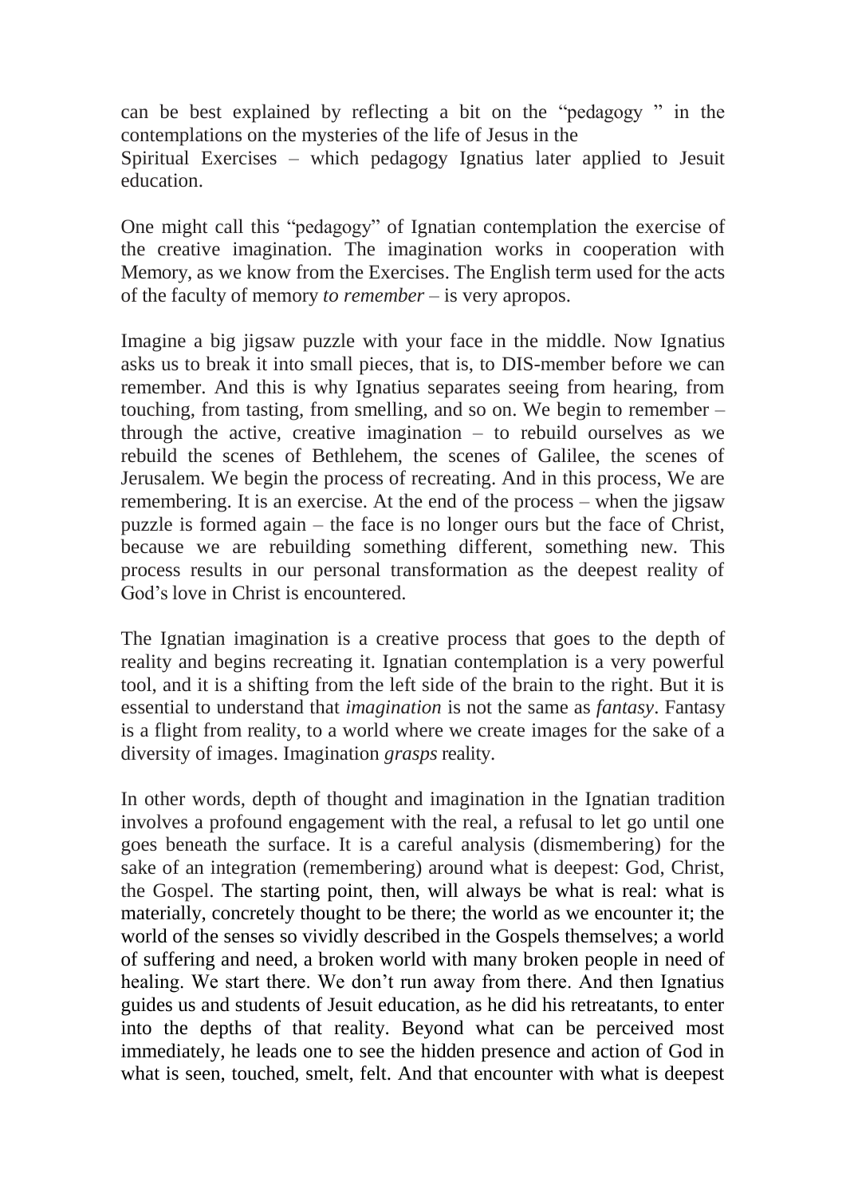can be best explained by reflecting a bit on the "pedagogy " in the contemplations on the mysteries of the life of Jesus in the Spiritual Exercises – which pedagogy Ignatius later applied to Jesuit education.

One might call this "pedagogy" of Ignatian contemplation the exercise of the creative imagination. The imagination works in cooperation with Memory, as we know from the Exercises. The English term used for the acts of the faculty of memory *to remember* – is very apropos.

Imagine a big jigsaw puzzle with your face in the middle. Now Ignatius asks us to break it into small pieces, that is, to DIS-member before we can remember. And this is why Ignatius separates seeing from hearing, from touching, from tasting, from smelling, and so on. We begin to remember – through the active, creative imagination – to rebuild ourselves as we rebuild the scenes of Bethlehem, the scenes of Galilee, the scenes of Jerusalem. We begin the process of recreating. And in this process, We are remembering. It is an exercise. At the end of the process – when the jigsaw puzzle is formed again – the face is no longer ours but the face of Christ, because we are rebuilding something different, something new. This process results in our personal transformation as the deepest reality of God's love in Christ is encountered.

The Ignatian imagination is a creative process that goes to the depth of reality and begins recreating it. Ignatian contemplation is a very powerful tool, and it is a shifting from the left side of the brain to the right. But it is essential to understand that *imagination* is not the same as *fantasy*. Fantasy is a flight from reality, to a world where we create images for the sake of a diversity of images. Imagination *grasps* reality.

In other words, depth of thought and imagination in the Ignatian tradition involves a profound engagement with the real, a refusal to let go until one goes beneath the surface. It is a careful analysis (dismembering) for the sake of an integration (remembering) around what is deepest: God, Christ, the Gospel. The starting point, then, will always be what is real: what is materially, concretely thought to be there; the world as we encounter it; the world of the senses so vividly described in the Gospels themselves; a world of suffering and need, a broken world with many broken people in need of healing. We start there. We don't run away from there. And then Ignatius guides us and students of Jesuit education, as he did his retreatants, to enter into the depths of that reality. Beyond what can be perceived most immediately, he leads one to see the hidden presence and action of God in what is seen, touched, smelt, felt. And that encounter with what is deepest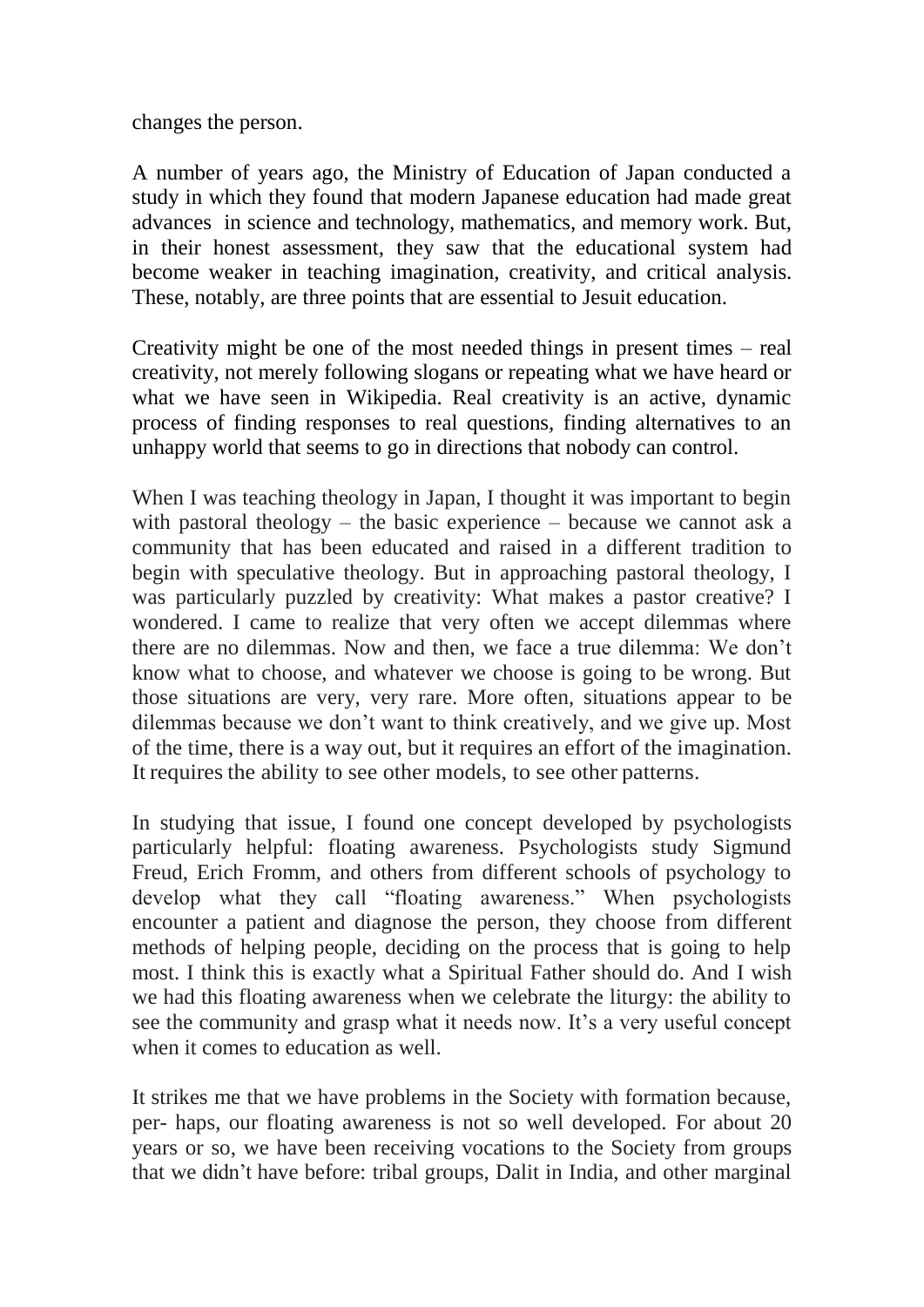changes the person.

A number of years ago, the Ministry of Education of Japan conducted a study in which they found that modern Japanese education had made great advances in science and technology, mathematics, and memory work. But, in their honest assessment, they saw that the educational system had become weaker in teaching imagination, creativity, and critical analysis. These, notably, are three points that are essential to Jesuit education.

Creativity might be one of the most needed things in present times – real creativity, not merely following slogans or repeating what we have heard or what we have seen in Wikipedia. Real creativity is an active, dynamic process of finding responses to real questions, finding alternatives to an unhappy world that seems to go in directions that nobody can control.

When I was teaching theology in Japan, I thought it was important to begin with pastoral theology – the basic experience – because we cannot ask a community that has been educated and raised in a different tradition to begin with speculative theology. But in approaching pastoral theology, I was particularly puzzled by creativity: What makes a pastor creative? I wondered. I came to realize that very often we accept dilemmas where there are no dilemmas. Now and then, we face a true dilemma: We don't know what to choose, and whatever we choose is going to be wrong. But those situations are very, very rare. More often, situations appear to be dilemmas because we don't want to think creatively, and we give up. Most of the time, there is a way out, but it requires an effort of the imagination. It requires the ability to see other models, to see other patterns.

In studying that issue, I found one concept developed by psychologists particularly helpful: floating awareness. Psychologists study Sigmund Freud, Erich Fromm, and others from different schools of psychology to develop what they call "floating awareness." When psychologists encounter a patient and diagnose the person, they choose from different methods of helping people, deciding on the process that is going to help most. I think this is exactly what a Spiritual Father should do. And I wish we had this floating awareness when we celebrate the liturgy: the ability to see the community and grasp what it needs now. It's a very useful concept when it comes to education as well.

It strikes me that we have problems in the Society with formation because, per- haps, our floating awareness is not so well developed. For about 20 years or so, we have been receiving vocations to the Society from groups that we didn't have before: tribal groups, Dalit in India, and other marginal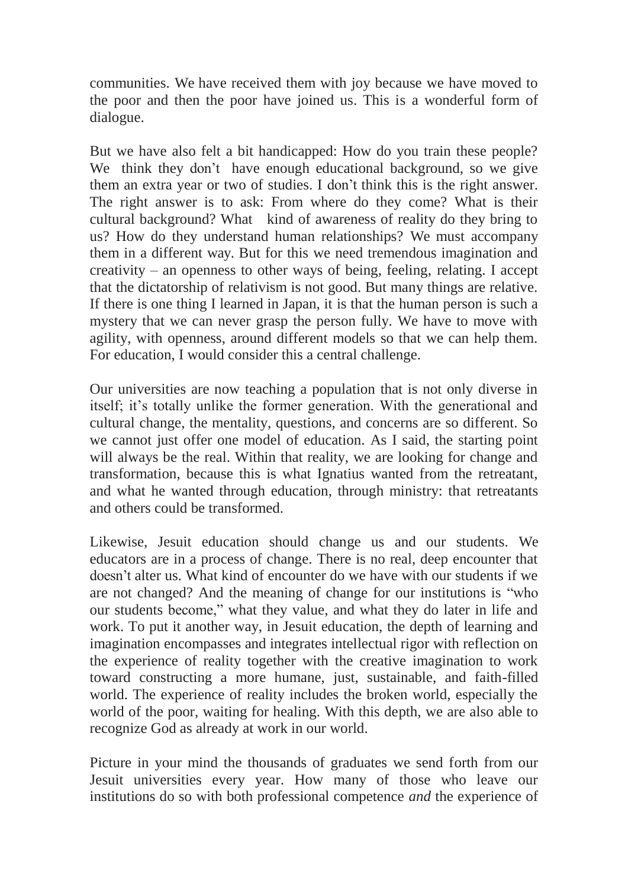communities. We have received them with joy because we have moved to the poor and then the poor have joined us. This is a wonderful form of dialogue.

But we have also felt a bit handicapped: How do you train these people? We think they don't have enough educational background, so we give them an extra year or two of studies. I don't think this is the right answer. The right answer is to ask: From where do they come? What is their cultural background? What kind of awareness of reality do they bring to us? How do they understand human relationships? We must accompany them in a different way. But for this we need tremendous imagination and creativity – an openness to other ways of being, feeling, relating. I accept that the dictatorship of relativism is not good. But many things are relative. If there is one thing I learned in Japan, it is that the human person is such a mystery that we can never grasp the person fully. We have to move with agility, with openness, around different models so that we can help them. For education, I would consider this a central challenge.

Our universities are now teaching a population that is not only diverse in itself; it's totally unlike the former generation. With the generational and cultural change, the mentality, questions, and concerns are so different. So we cannot just offer one model of education. As I said, the starting point will always be the real. Within that reality, we are looking for change and transformation, because this is what Ignatius wanted from the retreatant, and what he wanted through education, through ministry: that retreatants and others could be transformed.

Likewise, Jesuit education should change us and our students. We educators are in a process of change. There is no real, deep encounter that doesn't alter us. What kind of encounter do we have with our students if we are not changed? And the meaning of change for our institutions is "who our students become," what they value, and what they do later in life and work. To put it another way, in Jesuit education, the depth of learning and imagination encompasses and integrates intellectual rigor with reflection on the experience of reality together with the creative imagination to work toward constructing a more humane, just, sustainable, and faith-filled world. The experience of reality includes the broken world, especially the world of the poor, waiting for healing. With this depth, we are also able to recognize God as already at work in our world.

Picture in your mind the thousands of graduates we send forth from our Jesuit universities every year. How many of those who leave our institutions do so with both professional competence *and* the experience of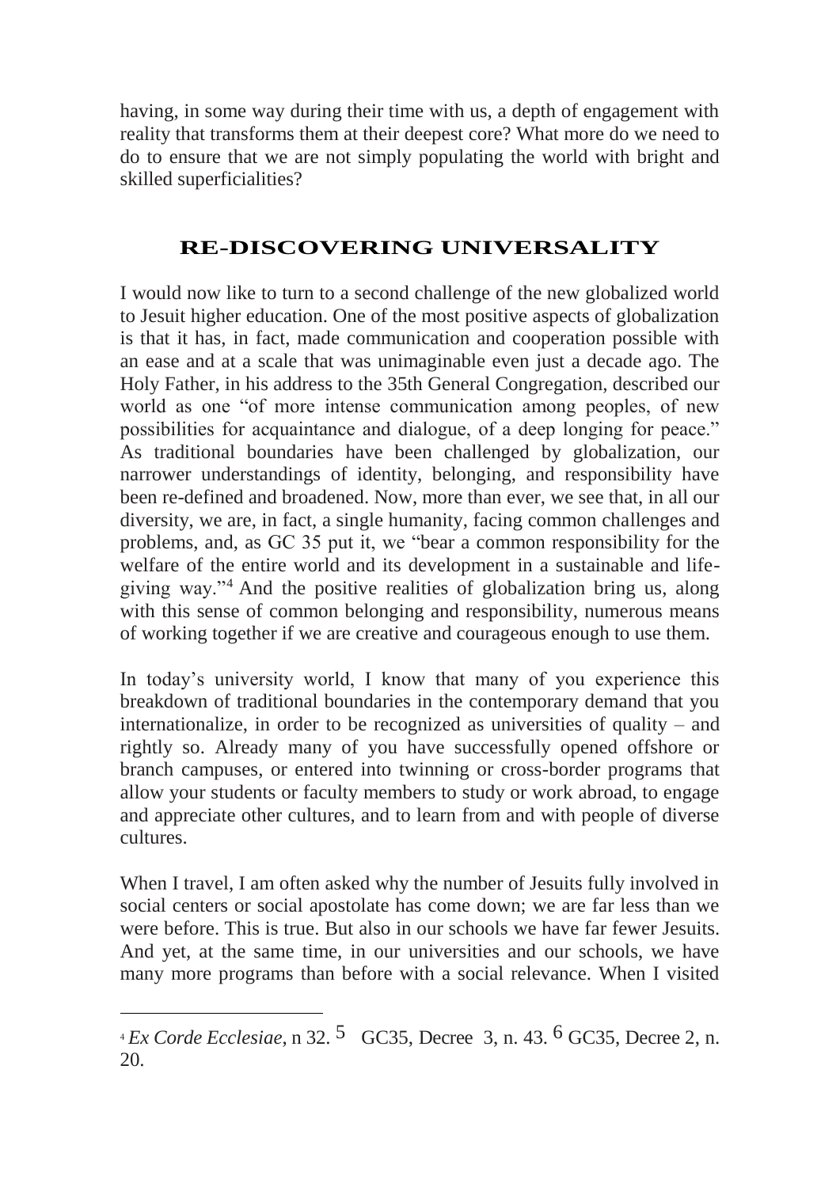having, in some way during their time with us, a depth of engagement with reality that transforms them at their deepest core? What more do we need to do to ensure that we are not simply populating the world with bright and skilled superficialities?

## RE-DISCOVERING UNIVERSALITY

I would now like to turn to a second challenge of the new globalized world to Jesuit higher education. One of the most positive aspects of globalization is that it has, in fact, made communication and cooperation possible with an ease and at a scale that was unimaginable even just a decade ago. The Holy Father, in his address to the 35th General Congregation, described our world as one "of more intense communication among peoples, of new possibilities for acquaintance and dialogue, of a deep longing for peace." As traditional boundaries have been challenged by globalization, our narrower understandings of identity, belonging, and responsibility have been re-defined and broadened. Now, more than ever, we see that, in all our diversity, we are, in fact, a single humanity, facing common challenges and problems, and, as GC 35 put it, we "bear a common responsibility for the welfare of the entire world and its development in a sustainable and life-giving way."[4] And the positive realities of globalization bring us, along with this sense of common belonging and responsibility, numerous means of working together if we are creative and courageous enough to use them.

In today's university world, I know that many of you experience this breakdown of traditional boundaries in the contemporary demand that you internationalize, in order to be recognized as universities of quality – and rightly so. Already many of you have successfully opened offshore or branch campuses, or entered into twinning or cross-border programs that allow your students or faculty members to study or work abroad, to engage and appreciate other cultures, and to learn from and with people of diverse cultures.

When I travel, I am often asked why the number of Jesuits fully involved in social centers or social apostolate has come down; we are far less than we were before. This is true. But also in our schools we have far fewer Jesuits. And yet, at the same time, in our universities and our schools, we have many more programs than before with a social relevance. When I visited

---

[4] *Ex Corde Ecclesiae*, n 32. [5] GC35, Decree 3, n. 43. [6] GC35, Decree 2, n. 20.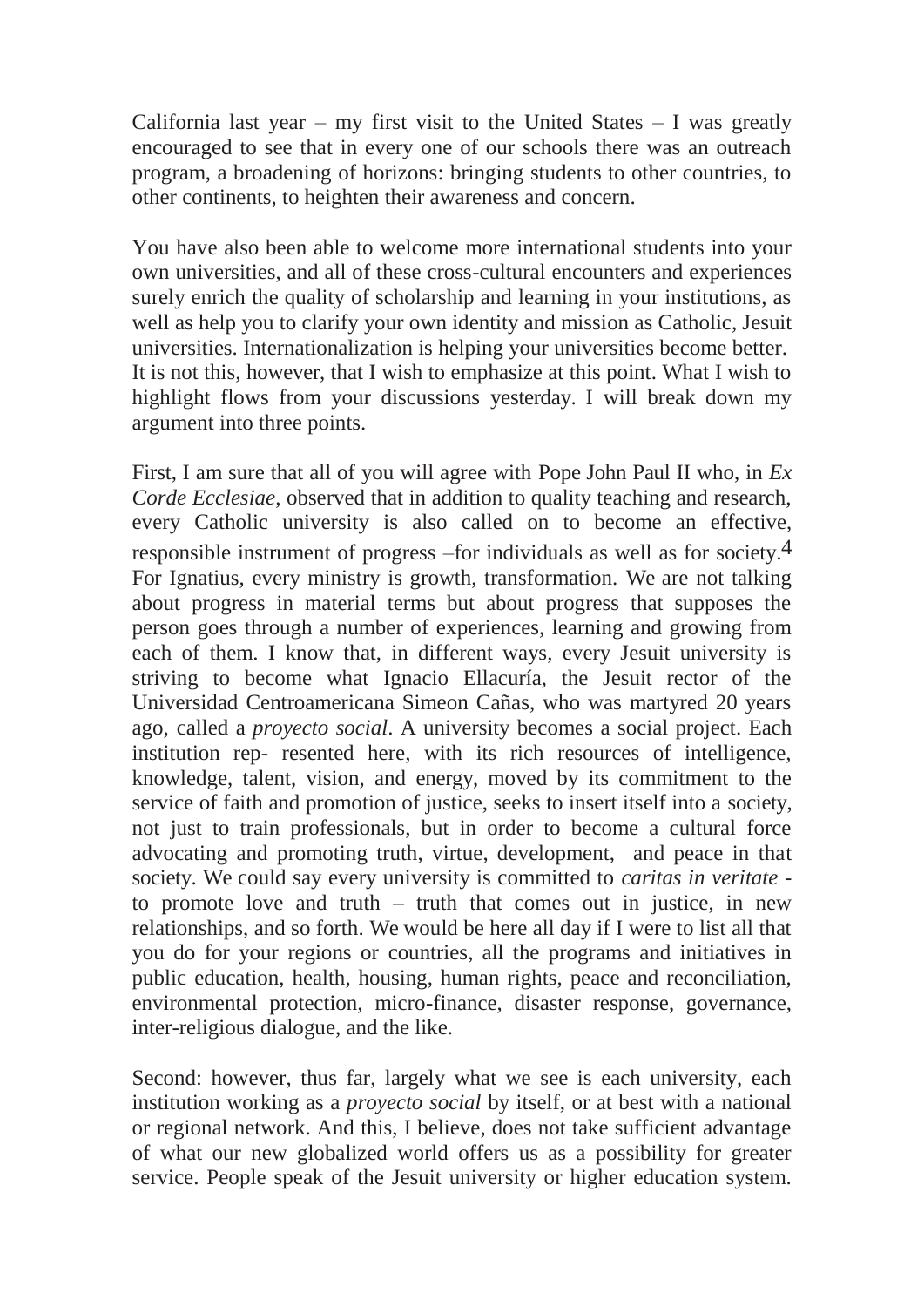California last year – my first visit to the United States – I was greatly encouraged to see that in every one of our schools there was an outreach program, a broadening of horizons: bringing students to other countries, to other continents, to heighten their awareness and concern.

You have also been able to welcome more international students into your own universities, and all of these cross-cultural encounters and experiences surely enrich the quality of scholarship and learning in your institutions, as well as help you to clarify your own identity and mission as Catholic, Jesuit universities. Internationalization is helping your universities become better. It is not this, however, that I wish to emphasize at this point. What I wish to highlight flows from your discussions yesterday. I will break down my argument into three points.

First, I am sure that all of you will agree with Pope John Paul II who, in *Ex Corde Ecclesiae*, observed that in addition to quality teaching and research, every Catholic university is also called on to become an effective, responsible instrument of progress –for individuals as well as for society.[4] For Ignatius, every ministry is growth, transformation. We are not talking about progress in material terms but about progress that supposes the person goes through a number of experiences, learning and growing from each of them. I know that, in different ways, every Jesuit university is striving to become what Ignacio Ellacuría, the Jesuit rector of the Universidad Centroamericana Simeon Cañas, who was martyred 20 years ago, called a *proyecto social*. A university becomes a social project. Each institution rep- resented here, with its rich resources of intelligence, knowledge, talent, vision, and energy, moved by its commitment to the service of faith and promotion of justice, seeks to insert itself into a society, not just to train professionals, but in order to become a cultural force advocating and promoting truth, virtue, development, and peace in that society. We could say every university is committed to *caritas in veritate* - to promote love and truth – truth that comes out in justice, in new relationships, and so forth. We would be here all day if I were to list all that you do for your regions or countries, all the programs and initiatives in public education, health, housing, human rights, peace and reconciliation, environmental protection, micro-finance, disaster response, governance, inter-religious dialogue, and the like.

Second: however, thus far, largely what we see is each university, each institution working as a *proyecto social* by itself, or at best with a national or regional network. And this, I believe, does not take sufficient advantage of what our new globalized world offers us as a possibility for greater service. People speak of the Jesuit university or higher education system.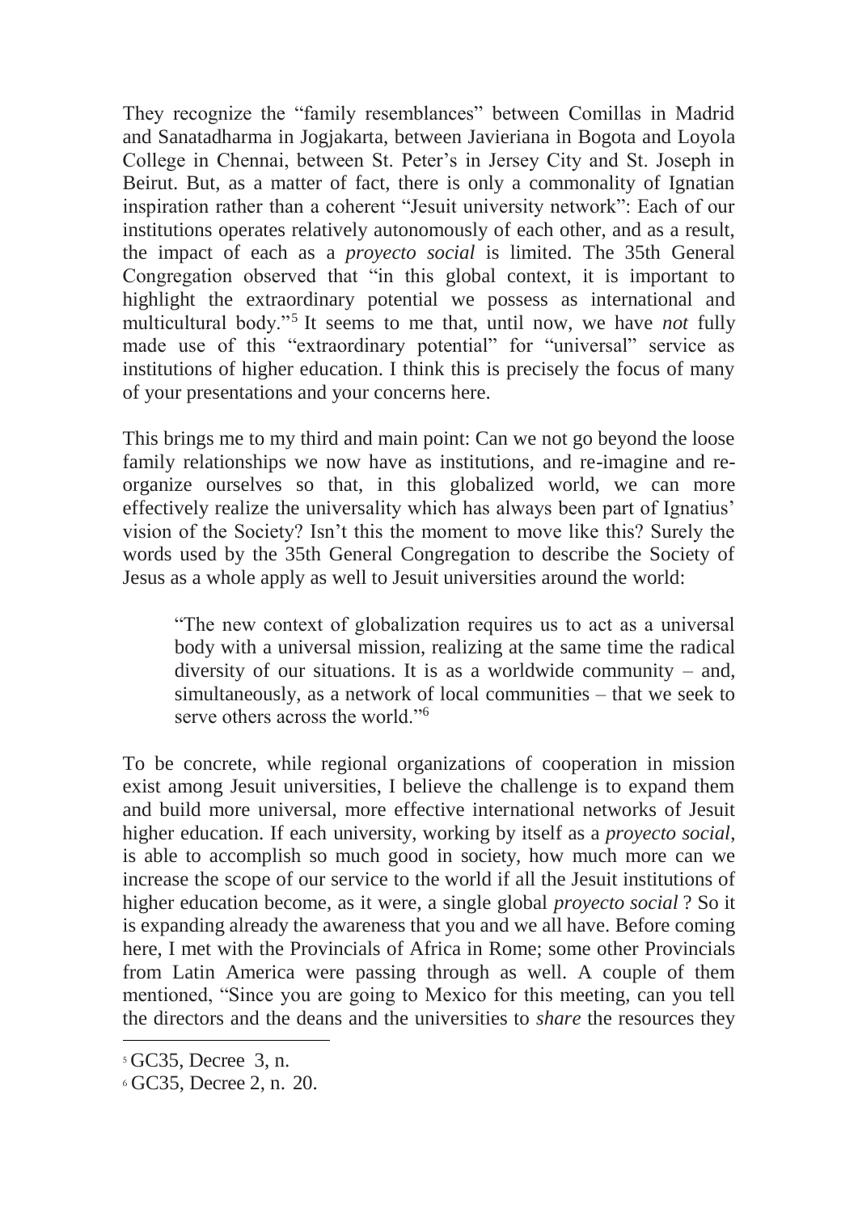They recognize the "family resemblances" between Comillas in Madrid and Sanatadharma in Jogjakarta, between Javieriana in Bogota and Loyola College in Chennai, between St. Peter's in Jersey City and St. Joseph in Beirut. But, as a matter of fact, there is only a commonality of Ignatian inspiration rather than a coherent "Jesuit university network": Each of our institutions operates relatively autonomously of each other, and as a result, the impact of each as a *proyecto social* is limited. The 35th General Congregation observed that "in this global context, it is important to highlight the extraordinary potential we possess as international and multicultural body."[5] It seems to me that, until now, we have *not* fully made use of this "extraordinary potential" for "universal" service as institutions of higher education. I think this is precisely the focus of many of your presentations and your concerns here.

This brings me to my third and main point: Can we not go beyond the loose family relationships we now have as institutions, and re-imagine and re-organize ourselves so that, in this globalized world, we can more effectively realize the universality which has always been part of Ignatius' vision of the Society? Isn't this the moment to move like this? Surely the words used by the 35th General Congregation to describe the Society of Jesus as a whole apply as well to Jesuit universities around the world:

> "The new context of globalization requires us to act as a universal body with a universal mission, realizing at the same time the radical diversity of our situations. It is as a worldwide community – and, simultaneously, as a network of local communities – that we seek to serve others across the world."[6]

To be concrete, while regional organizations of cooperation in mission exist among Jesuit universities, I believe the challenge is to expand them and build more universal, more effective international networks of Jesuit higher education. If each university, working by itself as a *proyecto social*, is able to accomplish so much good in society, how much more can we increase the scope of our service to the world if all the Jesuit institutions of higher education become, as it were, a single global *proyecto social* ? So it is expanding already the awareness that you and we all have. Before coming here, I met with the Provincials of Africa in Rome; some other Provincials from Latin America were passing through as well. A couple of them mentioned, "Since you are going to Mexico for this meeting, can you tell the directors and the deans and the universities to *share* the resources they

---

[5] GC35, Decree 3, n.

[6] GC35, Decree 2, n. 20.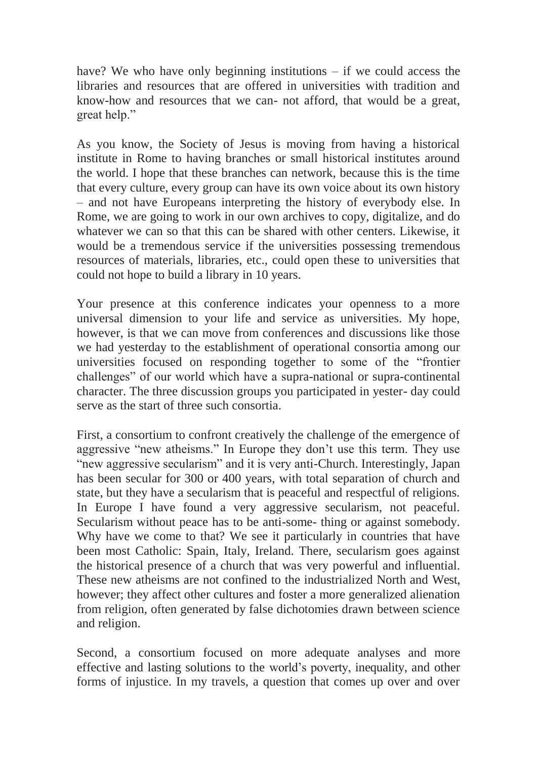have? We who have only beginning institutions – if we could access the libraries and resources that are offered in universities with tradition and know-how and resources that we can- not afford, that would be a great, great help."

As you know, the Society of Jesus is moving from having a historical institute in Rome to having branches or small historical institutes around the world. I hope that these branches can network, because this is the time that every culture, every group can have its own voice about its own history – and not have Europeans interpreting the history of everybody else. In Rome, we are going to work in our own archives to copy, digitalize, and do whatever we can so that this can be shared with other centers. Likewise, it would be a tremendous service if the universities possessing tremendous resources of materials, libraries, etc., could open these to universities that could not hope to build a library in 10 years.

Your presence at this conference indicates your openness to a more universal dimension to your life and service as universities. My hope, however, is that we can move from conferences and discussions like those we had yesterday to the establishment of operational consortia among our universities focused on responding together to some of the "frontier challenges" of our world which have a supra-national or supra-continental character. The three discussion groups you participated in yester- day could serve as the start of three such consortia.

First, a consortium to confront creatively the challenge of the emergence of aggressive "new atheisms." In Europe they don't use this term. They use "new aggressive secularism" and it is very anti-Church. Interestingly, Japan has been secular for 300 or 400 years, with total separation of church and state, but they have a secularism that is peaceful and respectful of religions. In Europe I have found a very aggressive secularism, not peaceful. Secularism without peace has to be anti-some- thing or against somebody. Why have we come to that? We see it particularly in countries that have been most Catholic: Spain, Italy, Ireland. There, secularism goes against the historical presence of a church that was very powerful and influential. These new atheisms are not confined to the industrialized North and West, however; they affect other cultures and foster a more generalized alienation from religion, often generated by false dichotomies drawn between science and religion.

Second, a consortium focused on more adequate analyses and more effective and lasting solutions to the world's poverty, inequality, and other forms of injustice. In my travels, a question that comes up over and over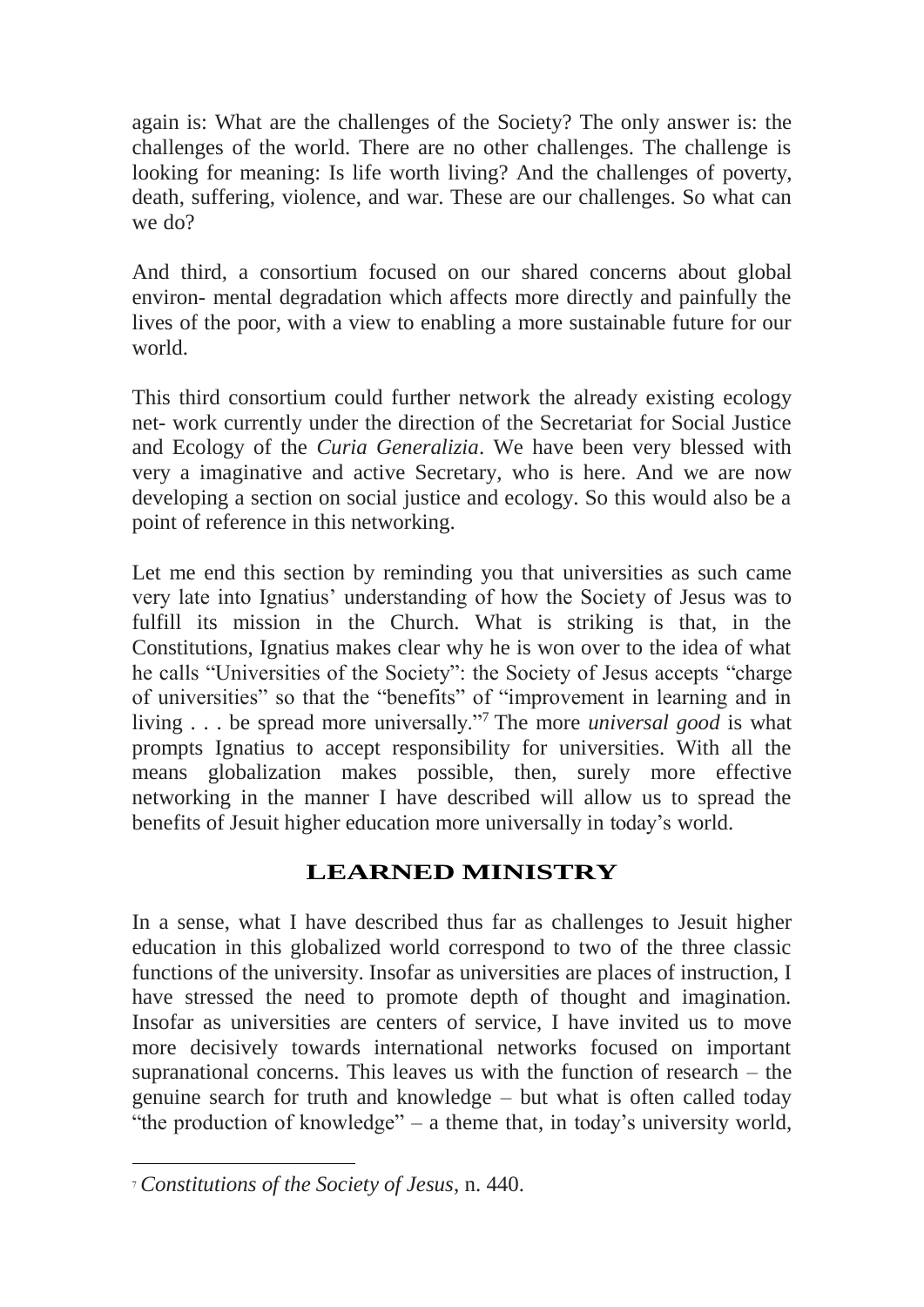again is: What are the challenges of the Society? The only answer is: the challenges of the world. There are no other challenges. The challenge is looking for meaning: Is life worth living? And the challenges of poverty, death, suffering, violence, and war. These are our challenges. So what can we do?

And third, a consortium focused on our shared concerns about global environ- mental degradation which affects more directly and painfully the lives of the poor, with a view to enabling a more sustainable future for our world.

This third consortium could further network the already existing ecology net- work currently under the direction of the Secretariat for Social Justice and Ecology of the *Curia Generalizia*. We have been very blessed with very a imaginative and active Secretary, who is here. And we are now developing a section on social justice and ecology. So this would also be a point of reference in this networking.

Let me end this section by reminding you that universities as such came very late into Ignatius' understanding of how the Society of Jesus was to fulfill its mission in the Church. What is striking is that, in the Constitutions, Ignatius makes clear why he is won over to the idea of what he calls "Universities of the Society": the Society of Jesus accepts "charge of universities" so that the "benefits" of "improvement in learning and in living . . . be spread more universally."[7] The more *universal good* is what prompts Ignatius to accept responsibility for universities. With all the means globalization makes possible, then, surely more effective networking in the manner I have described will allow us to spread the benefits of Jesuit higher education more universally in today's world.

## LEARNED MINISTRY

In a sense, what I have described thus far as challenges to Jesuit higher education in this globalized world correspond to two of the three classic functions of the university. Insofar as universities are places of instruction, I have stressed the need to promote depth of thought and imagination. Insofar as universities are centers of service, I have invited us to move more decisively towards international networks focused on important supranational concerns. This leaves us with the function of research – the genuine search for truth and knowledge – but what is often called today "the production of knowledge" – a theme that, in today's university world,

[7] *Constitutions of the Society of Jesus*, n. 440.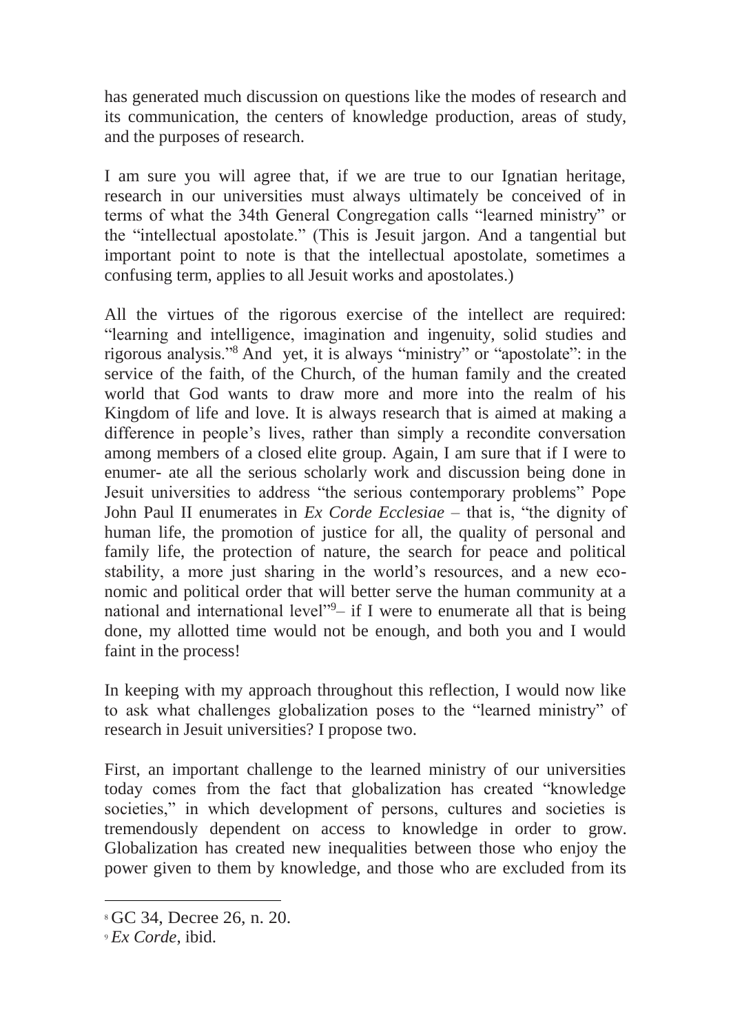has generated much discussion on questions like the modes of research and its communication, the centers of knowledge production, areas of study, and the purposes of research.

I am sure you will agree that, if we are true to our Ignatian heritage, research in our universities must always ultimately be conceived of in terms of what the 34th General Congregation calls "learned ministry" or the "intellectual apostolate." (This is Jesuit jargon. And a tangential but important point to note is that the intellectual apostolate, sometimes a confusing term, applies to all Jesuit works and apostolates.)

All the virtues of the rigorous exercise of the intellect are required: "learning and intelligence, imagination and ingenuity, solid studies and rigorous analysis."[8] And yet, it is always "ministry" or "apostolate": in the service of the faith, of the Church, of the human family and the created world that God wants to draw more and more into the realm of his Kingdom of life and love. It is always research that is aimed at making a difference in people's lives, rather than simply a recondite conversation among members of a closed elite group. Again, I am sure that if I were to enumer- ate all the serious scholarly work and discussion being done in Jesuit universities to address "the serious contemporary problems" Pope John Paul II enumerates in *Ex Corde Ecclesiae* – that is, "the dignity of human life, the promotion of justice for all, the quality of personal and family life, the protection of nature, the search for peace and political stability, a more just sharing in the world's resources, and a new eco- nomic and political order that will better serve the human community at a national and international level"[9]– if I were to enumerate all that is being done, my allotted time would not be enough, and both you and I would faint in the process!

In keeping with my approach throughout this reflection, I would now like to ask what challenges globalization poses to the "learned ministry" of research in Jesuit universities? I propose two.

First, an important challenge to the learned ministry of our universities today comes from the fact that globalization has created "knowledge societies," in which development of persons, cultures and societies is tremendously dependent on access to knowledge in order to grow. Globalization has created new inequalities between those who enjoy the power given to them by knowledge, and those who are excluded from its

---

[8] GC 34, Decree 26, n. 20.

[9] *Ex Corde*, ibid.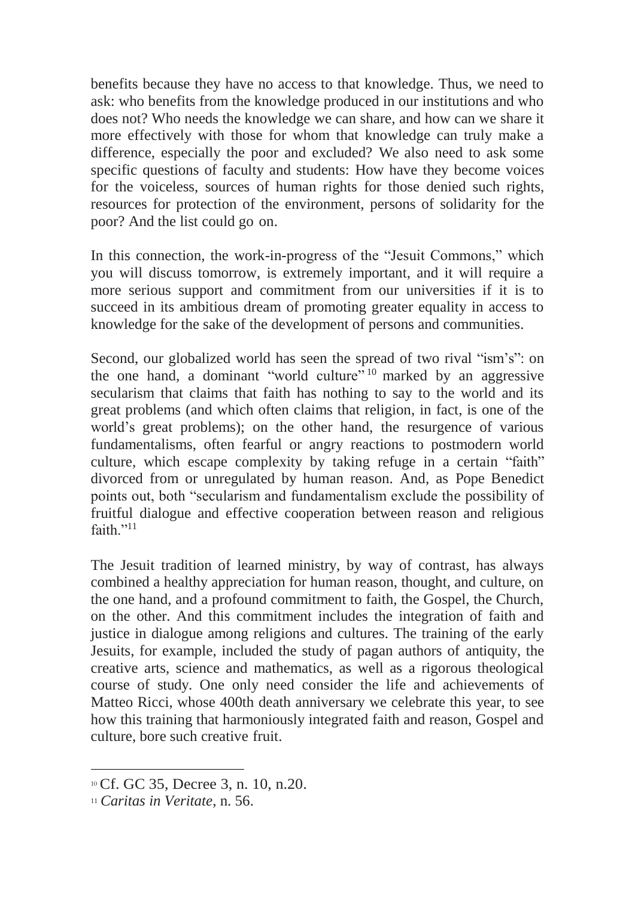benefits because they have no access to that knowledge. Thus, we need to ask: who benefits from the knowledge produced in our institutions and who does not? Who needs the knowledge we can share, and how can we share it more effectively with those for whom that knowledge can truly make a difference, especially the poor and excluded? We also need to ask some specific questions of faculty and students: How have they become voices for the voiceless, sources of human rights for those denied such rights, resources for protection of the environment, persons of solidarity for the poor? And the list could go on.

In this connection, the work-in-progress of the "Jesuit Commons," which you will discuss tomorrow, is extremely important, and it will require a more serious support and commitment from our universities if it is to succeed in its ambitious dream of promoting greater equality in access to knowledge for the sake of the development of persons and communities.

Second, our globalized world has seen the spread of two rival "ism's": on the one hand, a dominant "world culture"[10] marked by an aggressive secularism that claims that faith has nothing to say to the world and its great problems (and which often claims that religion, in fact, is one of the world's great problems); on the other hand, the resurgence of various fundamentalisms, often fearful or angry reactions to postmodern world culture, which escape complexity by taking refuge in a certain "faith" divorced from or unregulated by human reason. And, as Pope Benedict points out, both "secularism and fundamentalism exclude the possibility of fruitful dialogue and effective cooperation between reason and religious faith."[11]

The Jesuit tradition of learned ministry, by way of contrast, has always combined a healthy appreciation for human reason, thought, and culture, on the one hand, and a profound commitment to faith, the Gospel, the Church, on the other. And this commitment includes the integration of faith and justice in dialogue among religions and cultures. The training of the early Jesuits, for example, included the study of pagan authors of antiquity, the creative arts, science and mathematics, as well as a rigorous theological course of study. One only need consider the life and achievements of Matteo Ricci, whose 400th death anniversary we celebrate this year, to see how this training that harmoniously integrated faith and reason, Gospel and culture, bore such creative fruit.

---

[10] Cf. GC 35, Decree 3, n. 10, n.20.

[11] *Caritas in Veritate*, n. 56.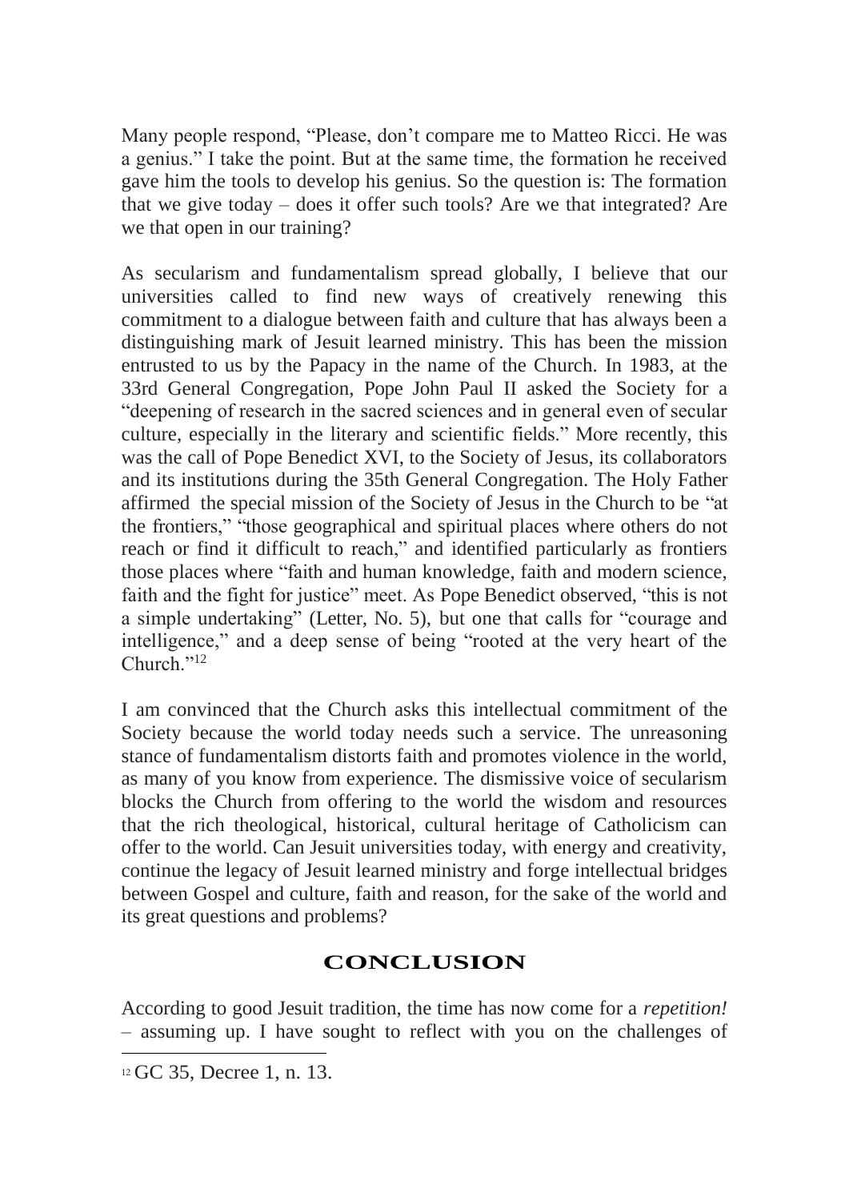Many people respond, "Please, don't compare me to Matteo Ricci. He was a genius." I take the point. But at the same time, the formation he received gave him the tools to develop his genius. So the question is: The formation that we give today – does it offer such tools? Are we that integrated? Are we that open in our training?

As secularism and fundamentalism spread globally, I believe that our universities called to find new ways of creatively renewing this commitment to a dialogue between faith and culture that has always been a distinguishing mark of Jesuit learned ministry. This has been the mission entrusted to us by the Papacy in the name of the Church. In 1983, at the 33rd General Congregation, Pope John Paul II asked the Society for a "deepening of research in the sacred sciences and in general even of secular culture, especially in the literary and scientific fields." More recently, this was the call of Pope Benedict XVI, to the Society of Jesus, its collaborators and its institutions during the 35th General Congregation. The Holy Father affirmed the special mission of the Society of Jesus in the Church to be "at the frontiers," "those geographical and spiritual places where others do not reach or find it difficult to reach," and identified particularly as frontiers those places where "faith and human knowledge, faith and modern science, faith and the fight for justice" meet. As Pope Benedict observed, "this is not a simple undertaking" (Letter, No. 5), but one that calls for "courage and intelligence," and a deep sense of being "rooted at the very heart of the Church."[12]

I am convinced that the Church asks this intellectual commitment of the Society because the world today needs such a service. The unreasoning stance of fundamentalism distorts faith and promotes violence in the world, as many of you know from experience. The dismissive voice of secularism blocks the Church from offering to the world the wisdom and resources that the rich theological, historical, cultural heritage of Catholicism can offer to the world. Can Jesuit universities today, with energy and creativity, continue the legacy of Jesuit learned ministry and forge intellectual bridges between Gospel and culture, faith and reason, for the sake of the world and its great questions and problems?

## CONCLUSION

According to good Jesuit tradition, the time has now come for a *repetition!* – assuming up. I have sought to reflect with you on the challenges of

[12] GC 35, Decree 1, n. 13.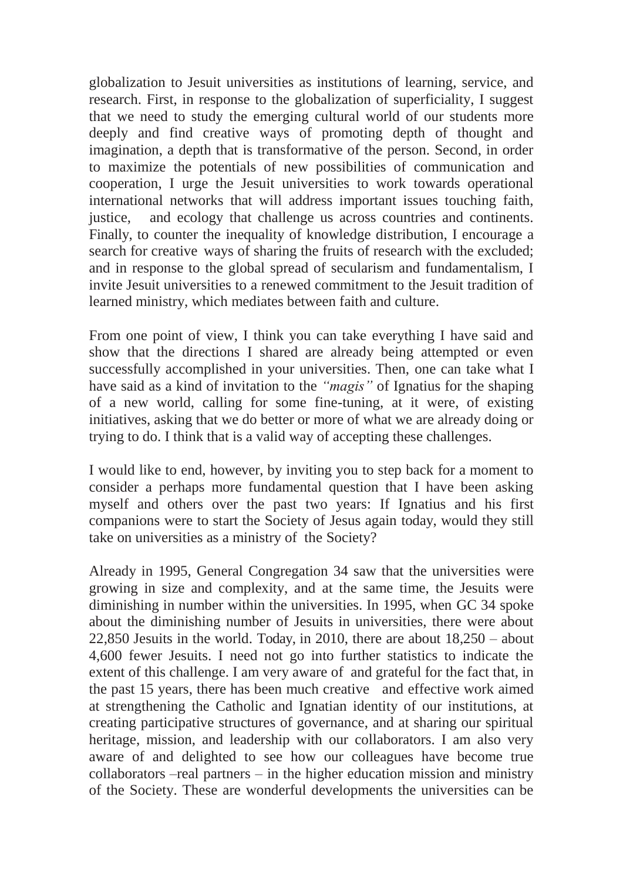globalization to Jesuit universities as institutions of learning, service, and research. First, in response to the globalization of superficiality, I suggest that we need to study the emerging cultural world of our students more deeply and find creative ways of promoting depth of thought and imagination, a depth that is transformative of the person. Second, in order to maximize the potentials of new possibilities of communication and cooperation, I urge the Jesuit universities to work towards operational international networks that will address important issues touching faith, justice, and ecology that challenge us across countries and continents. Finally, to counter the inequality of knowledge distribution, I encourage a search for creative ways of sharing the fruits of research with the excluded; and in response to the global spread of secularism and fundamentalism, I invite Jesuit universities to a renewed commitment to the Jesuit tradition of learned ministry, which mediates between faith and culture.

From one point of view, I think you can take everything I have said and show that the directions I shared are already being attempted or even successfully accomplished in your universities. Then, one can take what I have said as a kind of invitation to the *"magis"* of Ignatius for the shaping of a new world, calling for some fine-tuning, at it were, of existing initiatives, asking that we do better or more of what we are already doing or trying to do. I think that is a valid way of accepting these challenges.

I would like to end, however, by inviting you to step back for a moment to consider a perhaps more fundamental question that I have been asking myself and others over the past two years: If Ignatius and his first companions were to start the Society of Jesus again today, would they still take on universities as a ministry of the Society?

Already in 1995, General Congregation 34 saw that the universities were growing in size and complexity, and at the same time, the Jesuits were diminishing in number within the universities. In 1995, when GC 34 spoke about the diminishing number of Jesuits in universities, there were about 22,850 Jesuits in the world. Today, in 2010, there are about 18,250 – about 4,600 fewer Jesuits. I need not go into further statistics to indicate the extent of this challenge. I am very aware of and grateful for the fact that, in the past 15 years, there has been much creative and effective work aimed at strengthening the Catholic and Ignatian identity of our institutions, at creating participative structures of governance, and at sharing our spiritual heritage, mission, and leadership with our collaborators. I am also very aware of and delighted to see how our colleagues have become true collaborators –real partners – in the higher education mission and ministry of the Society. These are wonderful developments the universities can be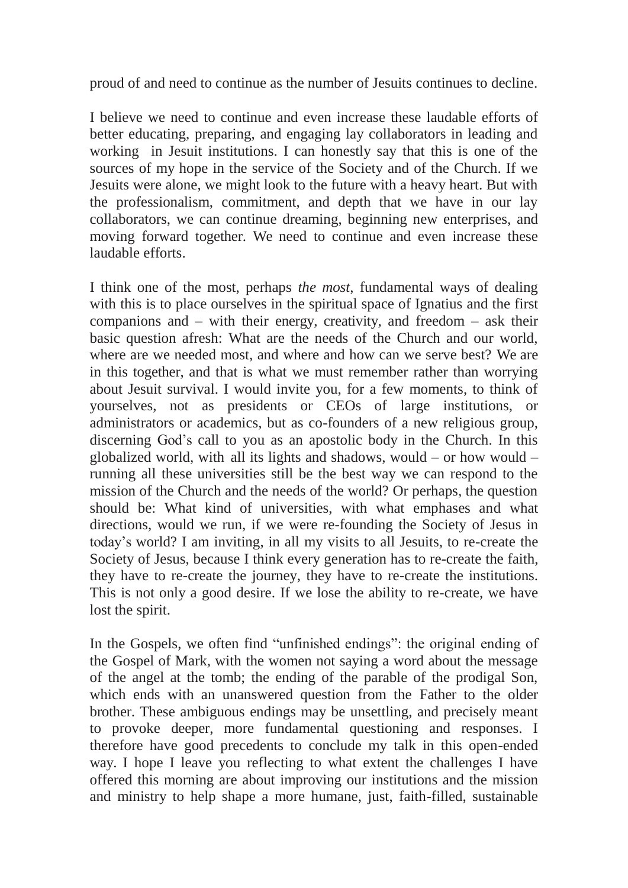proud of and need to continue as the number of Jesuits continues to decline.

I believe we need to continue and even increase these laudable efforts of better educating, preparing, and engaging lay collaborators in leading and working in Jesuit institutions. I can honestly say that this is one of the sources of my hope in the service of the Society and of the Church. If we Jesuits were alone, we might look to the future with a heavy heart. But with the professionalism, commitment, and depth that we have in our lay collaborators, we can continue dreaming, beginning new enterprises, and moving forward together. We need to continue and even increase these laudable efforts.

I think one of the most, perhaps *the most*, fundamental ways of dealing with this is to place ourselves in the spiritual space of Ignatius and the first companions and – with their energy, creativity, and freedom – ask their basic question afresh: What are the needs of the Church and our world, where are we needed most, and where and how can we serve best? We are in this together, and that is what we must remember rather than worrying about Jesuit survival. I would invite you, for a few moments, to think of yourselves, not as presidents or CEOs of large institutions, or administrators or academics, but as co-founders of a new religious group, discerning God's call to you as an apostolic body in the Church. In this globalized world, with all its lights and shadows, would – or how would – running all these universities still be the best way we can respond to the mission of the Church and the needs of the world? Or perhaps, the question should be: What kind of universities, with what emphases and what directions, would we run, if we were re-founding the Society of Jesus in today's world? I am inviting, in all my visits to all Jesuits, to re-create the Society of Jesus, because I think every generation has to re-create the faith, they have to re-create the journey, they have to re-create the institutions. This is not only a good desire. If we lose the ability to re-create, we have lost the spirit.

In the Gospels, we often find "unfinished endings": the original ending of the Gospel of Mark, with the women not saying a word about the message of the angel at the tomb; the ending of the parable of the prodigal Son, which ends with an unanswered question from the Father to the older brother. These ambiguous endings may be unsettling, and precisely meant to provoke deeper, more fundamental questioning and responses. I therefore have good precedents to conclude my talk in this open-ended way. I hope I leave you reflecting to what extent the challenges I have offered this morning are about improving our institutions and the mission and ministry to help shape a more humane, just, faith-filled, sustainable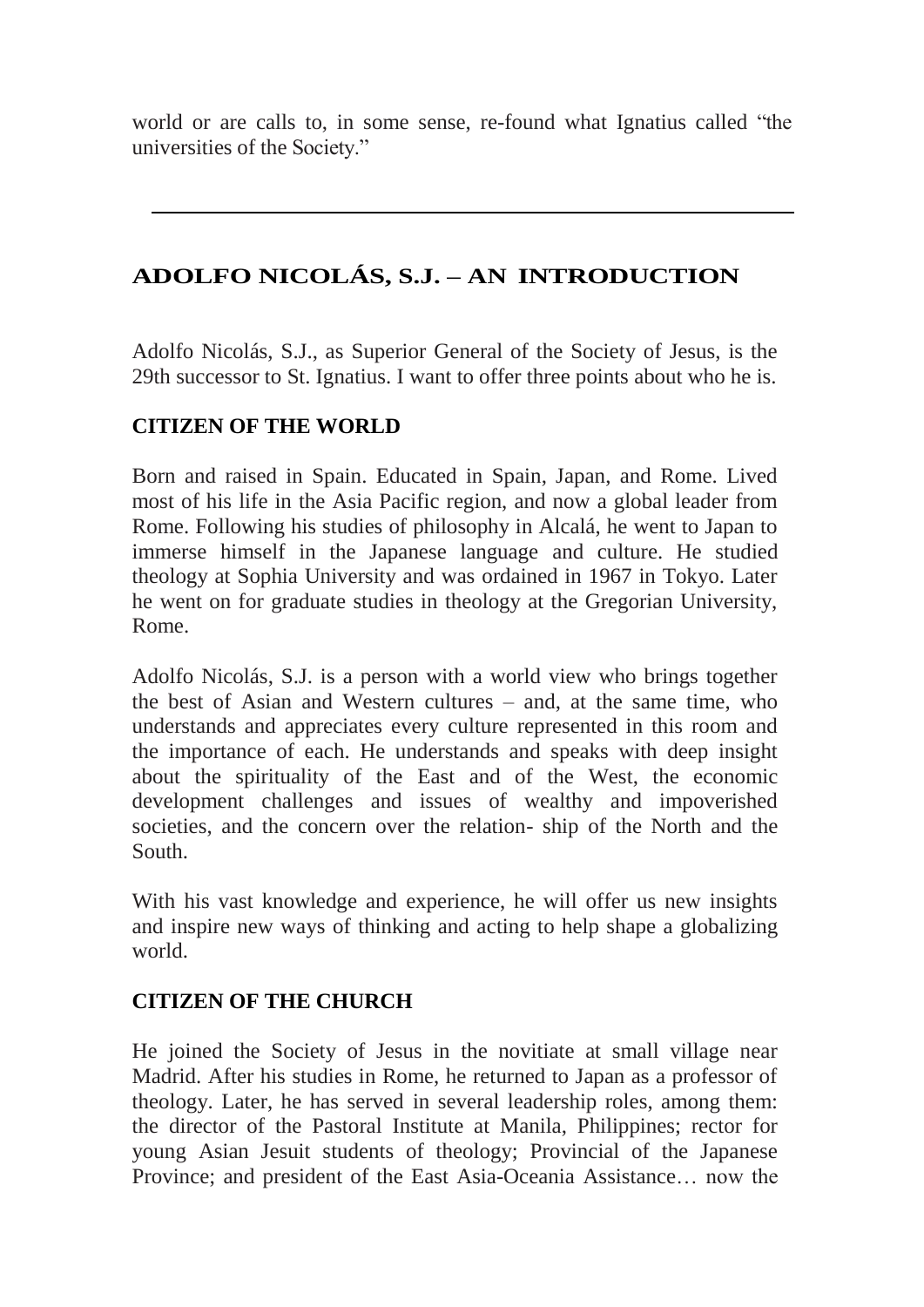world or are calls to, in some sense, re-found what Ignatius called "the universities of the Society."

---

## ADOLFO NICOLÁS, S.J. – AN INTRODUCTION

Adolfo Nicolás, S.J., as Superior General of the Society of Jesus, is the 29th successor to St. Ignatius. I want to offer three points about who he is.

### CITIZEN OF THE WORLD

Born and raised in Spain. Educated in Spain, Japan, and Rome. Lived most of his life in the Asia Pacific region, and now a global leader from Rome. Following his studies of philosophy in Alcalá, he went to Japan to immerse himself in the Japanese language and culture. He studied theology at Sophia University and was ordained in 1967 in Tokyo. Later he went on for graduate studies in theology at the Gregorian University, Rome.

Adolfo Nicolás, S.J. is a person with a world view who brings together the best of Asian and Western cultures – and, at the same time, who understands and appreciates every culture represented in this room and the importance of each. He understands and speaks with deep insight about the spirituality of the East and of the West, the economic development challenges and issues of wealthy and impoverished societies, and the concern over the relation- ship of the North and the South.

With his vast knowledge and experience, he will offer us new insights and inspire new ways of thinking and acting to help shape a globalizing world.

### CITIZEN OF THE CHURCH

He joined the Society of Jesus in the novitiate at small village near Madrid. After his studies in Rome, he returned to Japan as a professor of theology. Later, he has served in several leadership roles, among them: the director of the Pastoral Institute at Manila, Philippines; rector for young Asian Jesuit students of theology; Provincial of the Japanese Province; and president of the East Asia-Oceania Assistance… now the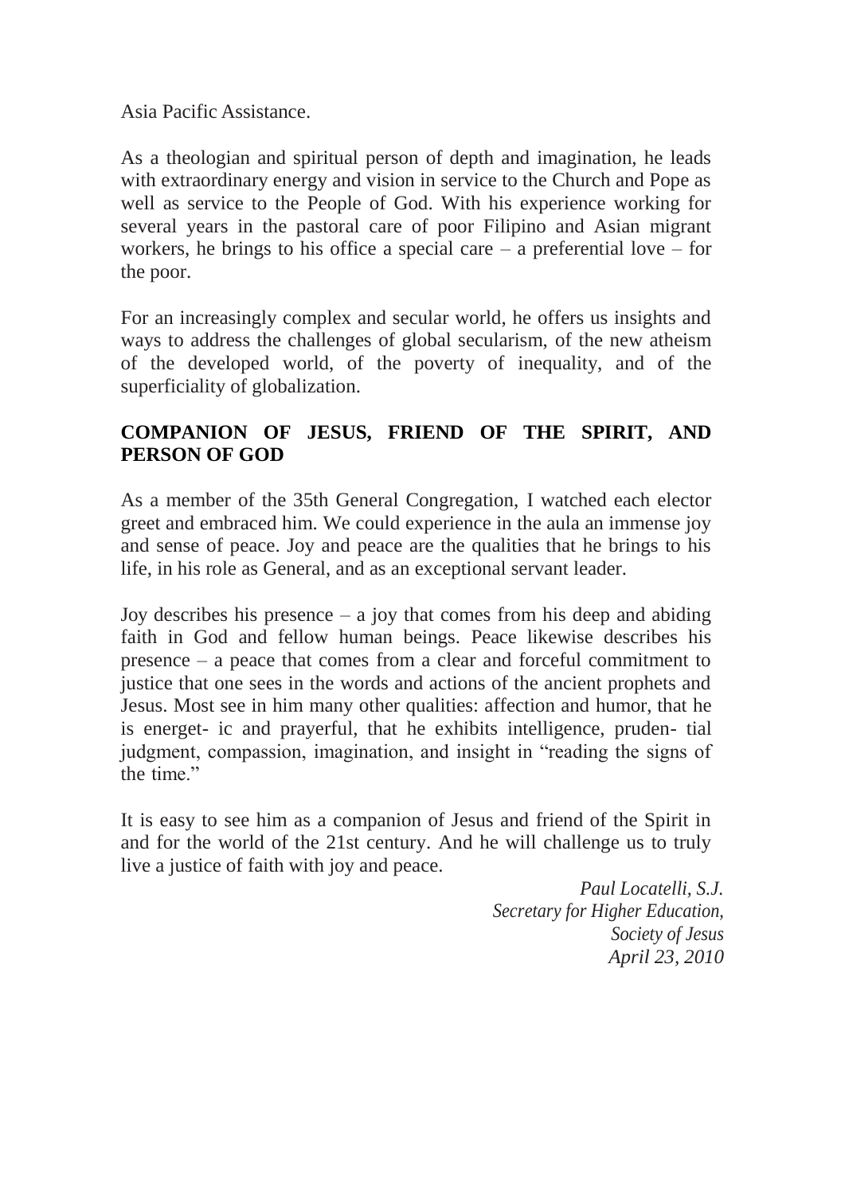Asia Pacific Assistance.

As a theologian and spiritual person of depth and imagination, he leads with extraordinary energy and vision in service to the Church and Pope as well as service to the People of God. With his experience working for several years in the pastoral care of poor Filipino and Asian migrant workers, he brings to his office a special care – a preferential love – for the poor.

For an increasingly complex and secular world, he offers us insights and ways to address the challenges of global secularism, of the new atheism of the developed world, of the poverty of inequality, and of the superficiality of globalization.

## COMPANION OF JESUS, FRIEND OF THE SPIRIT, AND PERSON OF GOD

As a member of the 35th General Congregation, I watched each elector greet and embraced him. We could experience in the aula an immense joy and sense of peace. Joy and peace are the qualities that he brings to his life, in his role as General, and as an exceptional servant leader.

Joy describes his presence – a joy that comes from his deep and abiding faith in God and fellow human beings. Peace likewise describes his presence – a peace that comes from a clear and forceful commitment to justice that one sees in the words and actions of the ancient prophets and Jesus. Most see in him many other qualities: affection and humor, that he is energet- ic and prayerful, that he exhibits intelligence, pruden- tial judgment, compassion, imagination, and insight in "reading the signs of the time."

It is easy to see him as a companion of Jesus and friend of the Spirit in and for the world of the 21st century. And he will challenge us to truly live a justice of faith with joy and peace.

*Paul Locatelli, S.J.*
*Secretary for Higher Education,*
*Society of Jesus*
*April 23, 2010*